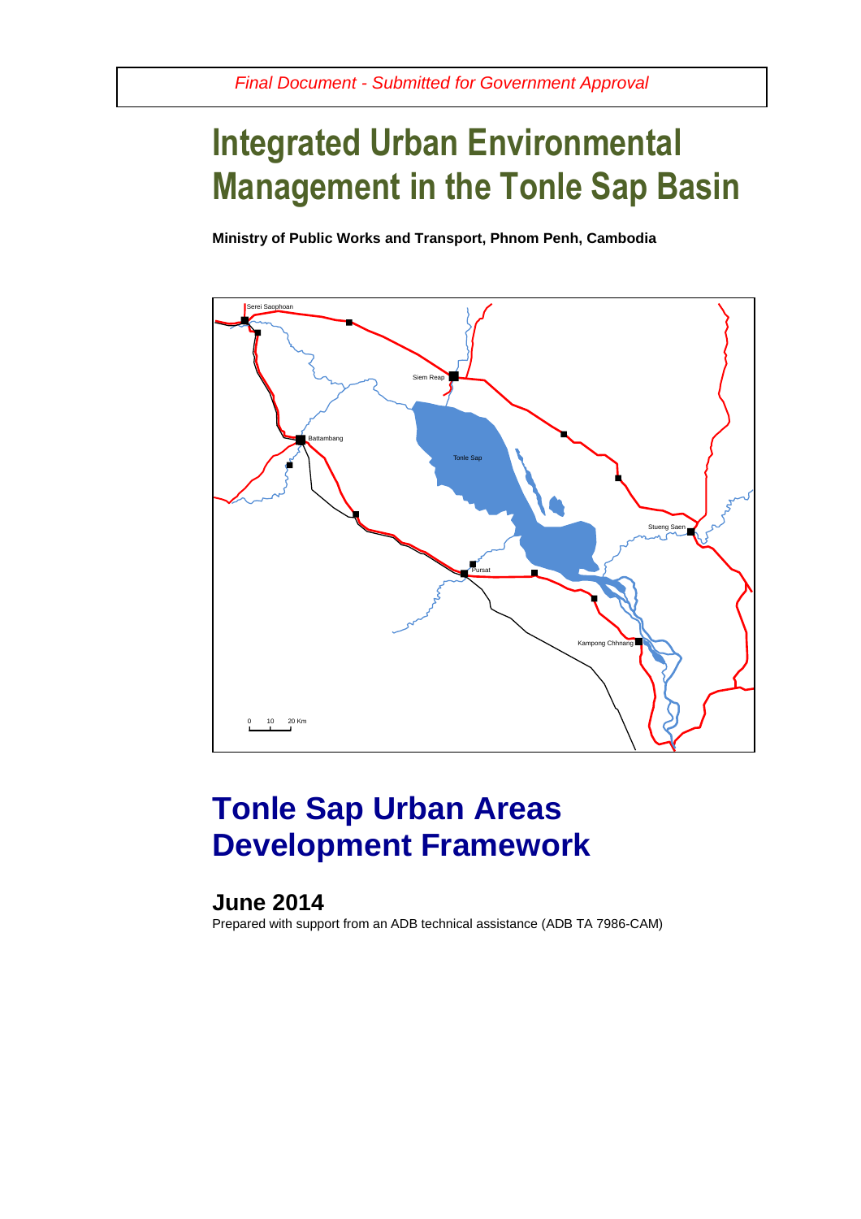*Final Document - Submitted for Government Approval*

# Integrated Urban Environmental Management in the Tonle Sap Basin

**Ministry of Public Works and Transport, Phnom Penh, Cambodia**

# Tonle Sap Urban Areas Development Framework

## June 2014

Prepared with support from an ADB technical assistance (ADB TA 7986-CAM)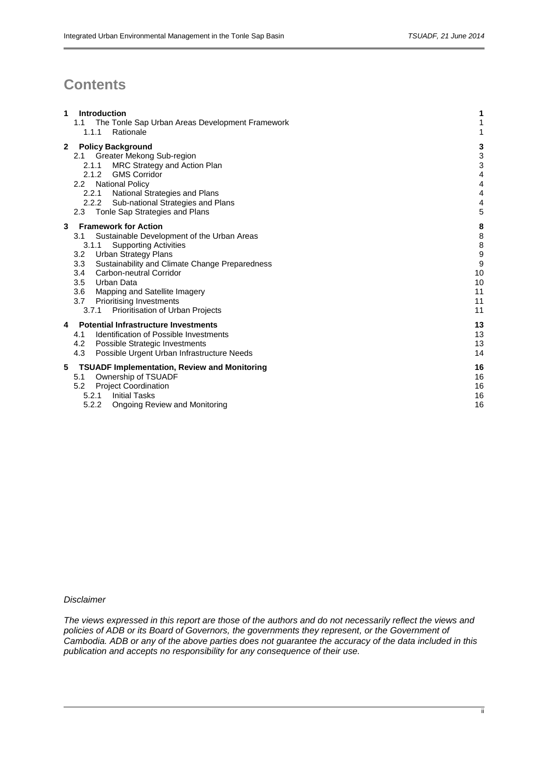# Contents

| | |
|---|---|
| **1 Introduction** | **1** |
| 1.1 The Tonle Sap Urban Areas Development Framework | 1 |
| 1.1.1 Rationale | 1 |
| **2 Policy Background** | **3** |
| 2.1 Greater Mekong Sub-region | 3 |
| 2.1.1 MRC Strategy and Action Plan | 3 |
| 2.1.2 GMS Corridor | 4 |
| 2.2 National Policy | 4 |
| 2.2.1 National Strategies and Plans | 4 |
| 2.2.2 Sub-national Strategies and Plans | 4 |
| 2.3 Tonle Sap Strategies and Plans | 5 |
| **3 Framework for Action** | **8** |
| 3.1 Sustainable Development of the Urban Areas | 8 |
| 3.1.1 Supporting Activities | 8 |
| 3.2 Urban Strategy Plans | 9 |
| 3.3 Sustainability and Climate Change Preparedness | 9 |
| 3.4 Carbon-neutral Corridor | 10 |
| 3.5 Urban Data | 10 |
| 3.6 Mapping and Satellite Imagery | 11 |
| 3.7 Prioritising Investments | 11 |
| 3.7.1 Prioritisation of Urban Projects | 11 |
| **4 Potential Infrastructure Investments** | **13** |
| 4.1 Identification of Possible Investments | 13 |
| 4.2 Possible Strategic Investments | 13 |
| 4.3 Possible Urgent Urban Infrastructure Needs | 14 |
| **5 TSUADF Implementation, Review and Monitoring** | **16** |
| 5.1 Ownership of TSUADF | 16 |
| 5.2 Project Coordination | 16 |
| 5.2.1 Initial Tasks | 16 |
| 5.2.2 Ongoing Review and Monitoring | 16 |

*Disclaimer*

*The views expressed in this report are those of the authors and do not necessarily reflect the views and policies of ADB or its Board of Governors, the governments they represent, or the Government of Cambodia. ADB or any of the above parties does not guarantee the accuracy of the data included in this publication and accepts no responsibility for any consequence of their use.*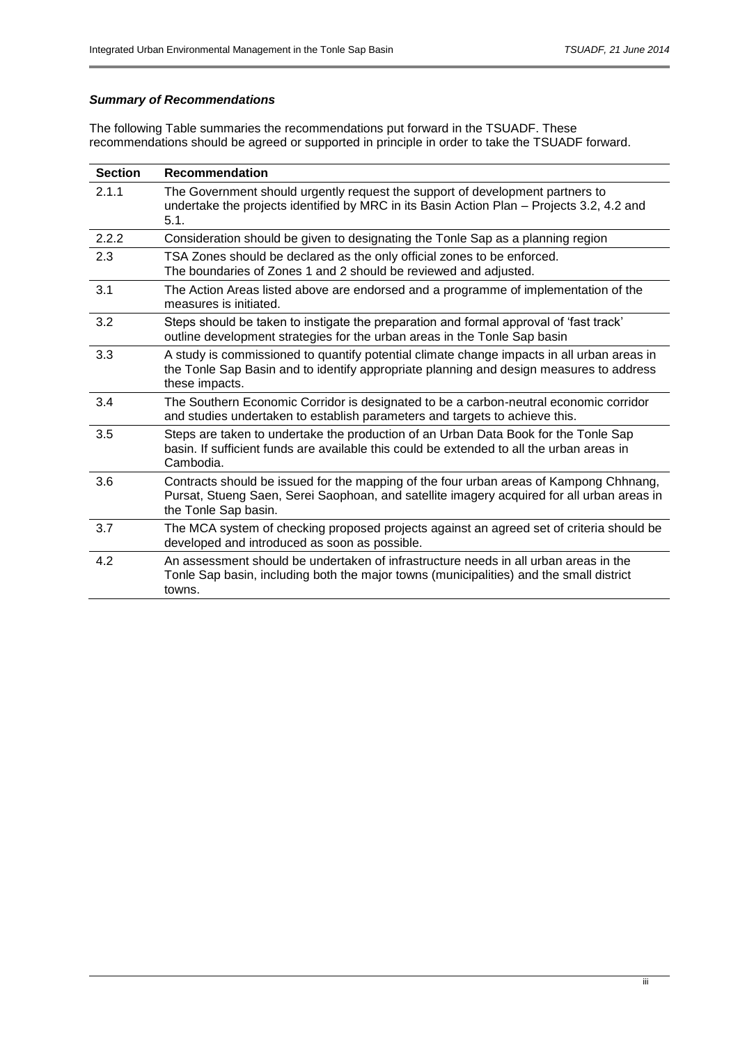### *Summary of Recommendations*

The following Table summaries the recommendations put forward in the TSUADF. These recommendations should be agreed or supported in principle in order to take the TSUADF forward.

| Section | Recommendation |
|---|---|
| 2.1.1 | The Government should urgently request the support of development partners to undertake the projects identified by MRC in its Basin Action Plan – Projects 3.2, 4.2 and 5.1. |
| 2.2.2 | Consideration should be given to designating the Tonle Sap as a planning region |
| 2.3 | TSA Zones should be declared as the only official zones to be enforced. The boundaries of Zones 1 and 2 should be reviewed and adjusted. |
| 3.1 | The Action Areas listed above are endorsed and a programme of implementation of the measures is initiated. |
| 3.2 | Steps should be taken to instigate the preparation and formal approval of 'fast track' outline development strategies for the urban areas in the Tonle Sap basin |
| 3.3 | A study is commissioned to quantify potential climate change impacts in all urban areas in the Tonle Sap Basin and to identify appropriate planning and design measures to address these impacts. |
| 3.4 | The Southern Economic Corridor is designated to be a carbon-neutral economic corridor and studies undertaken to establish parameters and targets to achieve this. |
| 3.5 | Steps are taken to undertake the production of an Urban Data Book for the Tonle Sap basin. If sufficient funds are available this could be extended to all the urban areas in Cambodia. |
| 3.6 | Contracts should be issued for the mapping of the four urban areas of Kampong Chhnang, Pursat, Stueng Saen, Serei Saophoan, and satellite imagery acquired for all urban areas in the Tonle Sap basin. |
| 3.7 | The MCA system of checking proposed projects against an agreed set of criteria should be developed and introduced as soon as possible. |
| 4.2 | An assessment should be undertaken of infrastructure needs in all urban areas in the Tonle Sap basin, including both the major towns (municipalities) and the small district towns. |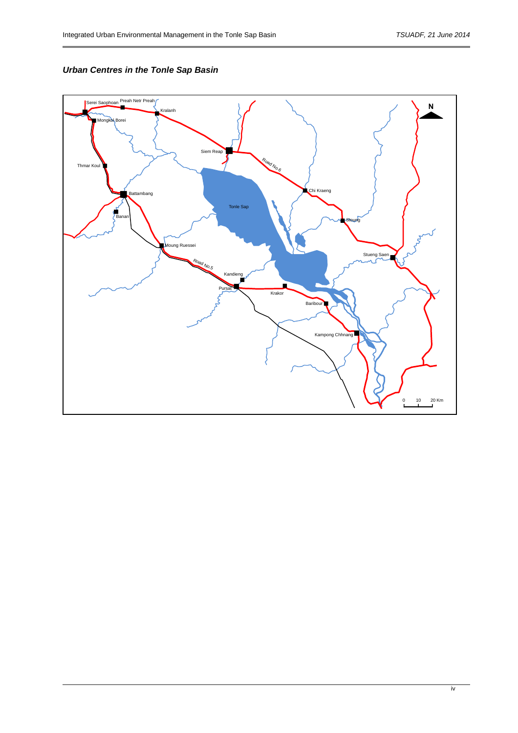***Urban Centres in the Tonle Sap Basin***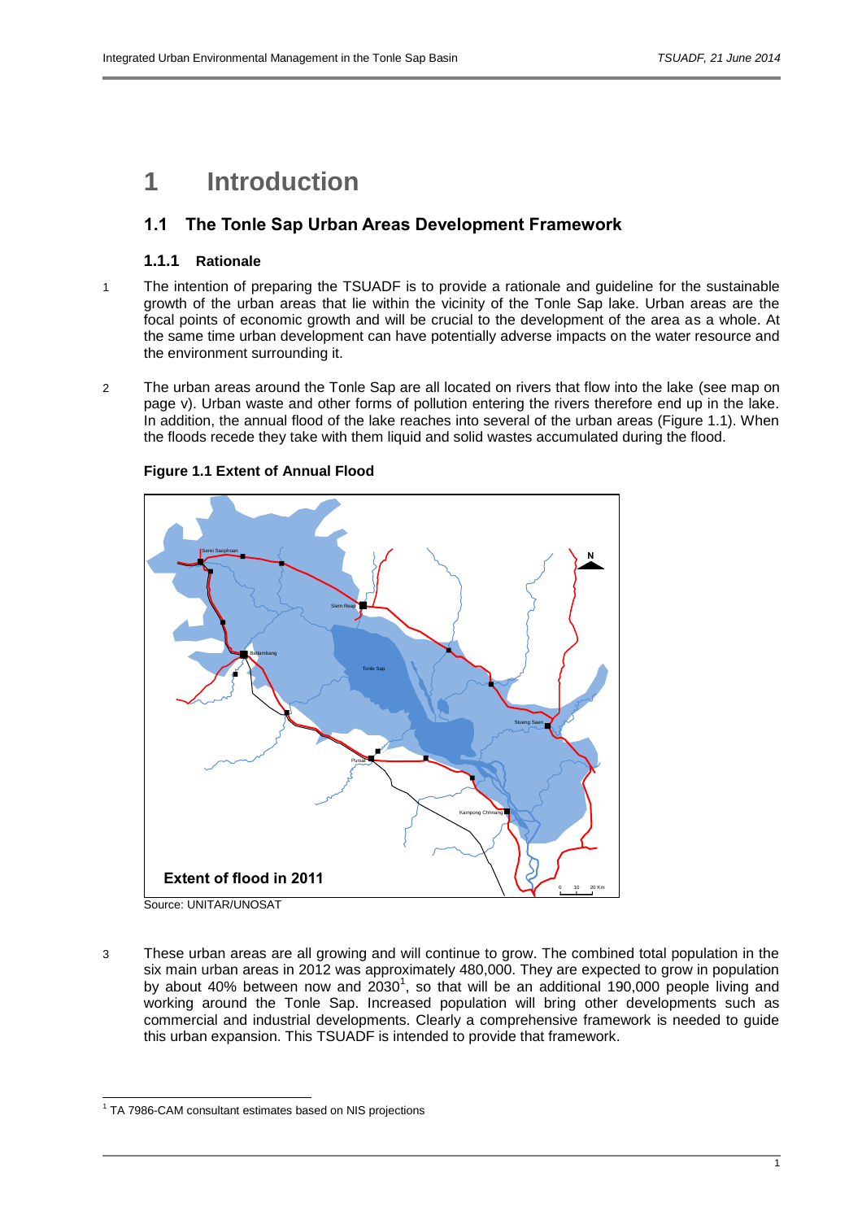# 1 Introduction

## 1.1 The Tonle Sap Urban Areas Development Framework

### 1.1.1 Rationale

1 The intention of preparing the TSUADF is to provide a rationale and guideline for the sustainable growth of the urban areas that lie within the vicinity of the Tonle Sap lake. Urban areas are the focal points of economic growth and will be crucial to the development of the area as a whole. At the same time urban development can have potentially adverse impacts on the water resource and the environment surrounding it.

2 The urban areas around the Tonle Sap are all located on rivers that flow into the lake (see map on page v). Urban waste and other forms of pollution entering the rivers therefore end up in the lake. In addition, the annual flood of the lake reaches into several of the urban areas (Figure 1.1). When the floods recede they take with them liquid and solid wastes accumulated during the flood.

**Figure 1.1 Extent of Annual Flood**

Source: UNITAR/UNOSAT

3 These urban areas are all growing and will continue to grow. The combined total population in the six main urban areas in 2012 was approximately 480,000. They are expected to grow in population by about 40% between now and 2030[1], so that will be an additional 190,000 people living and working around the Tonle Sap. Increased population will bring other developments such as commercial and industrial developments. Clearly a comprehensive framework is needed to guide this urban expansion. This TSUADF is intended to provide that framework.

[1] TA 7986-CAM consultant estimates based on NIS projections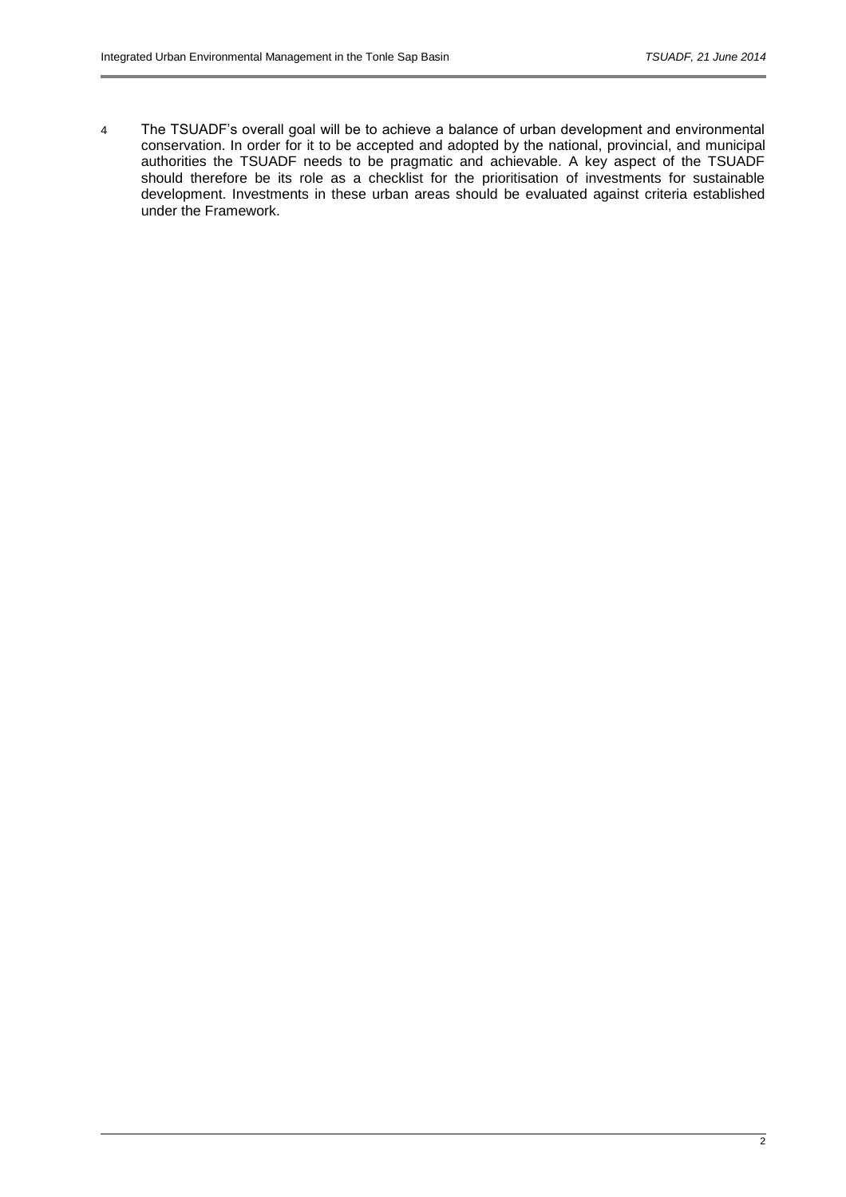4 The TSUADF's overall goal will be to achieve a balance of urban development and environmental conservation. In order for it to be accepted and adopted by the national, provincial, and municipal authorities the TSUADF needs to be pragmatic and achievable. A key aspect of the TSUADF should therefore be its role as a checklist for the prioritisation of investments for sustainable development. Investments in these urban areas should be evaluated against criteria established under the Framework.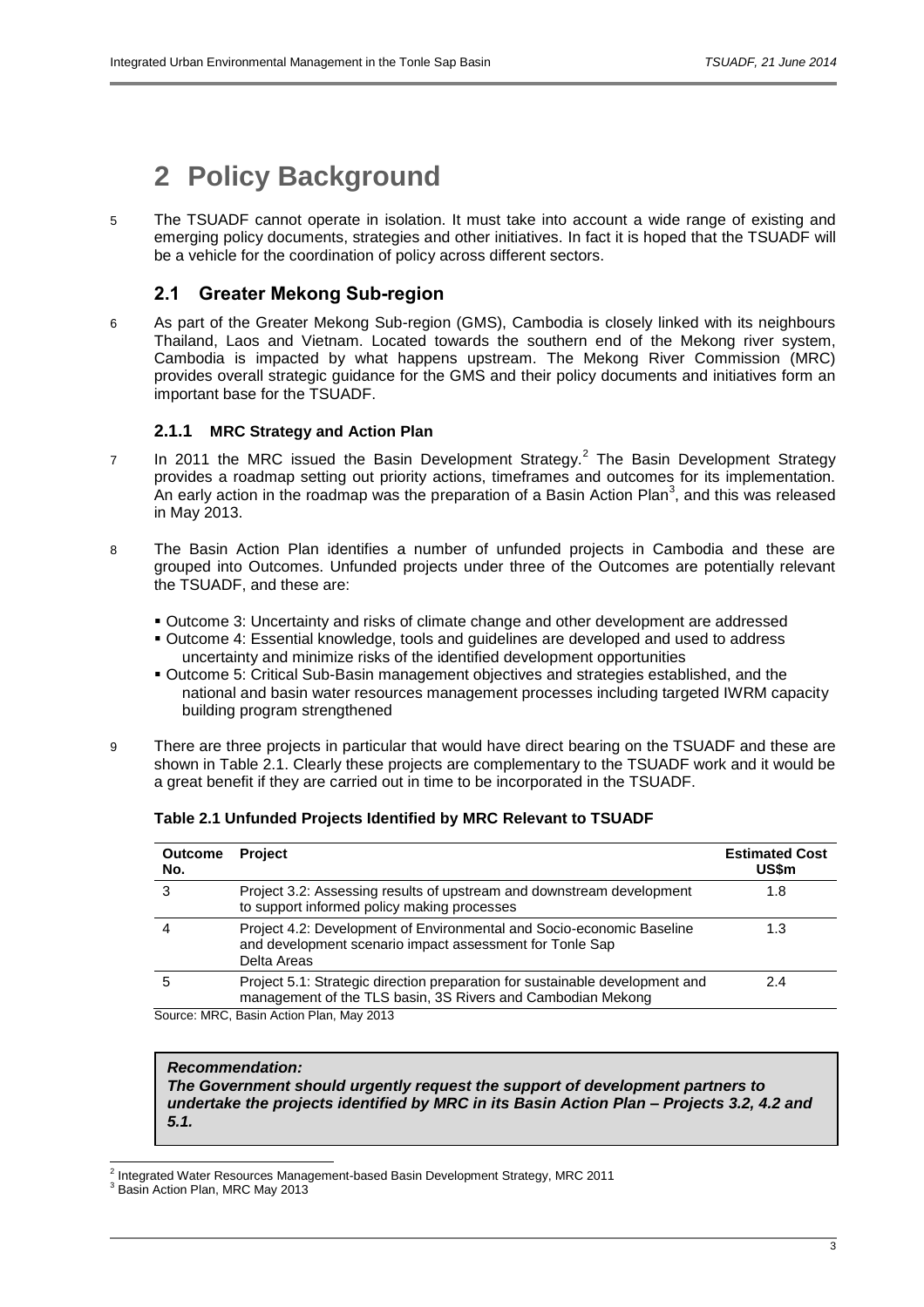# 2 Policy Background

5 The TSUADF cannot operate in isolation. It must take into account a wide range of existing and emerging policy documents, strategies and other initiatives. In fact it is hoped that the TSUADF will be a vehicle for the coordination of policy across different sectors.

## 2.1 Greater Mekong Sub-region

6 As part of the Greater Mekong Sub-region (GMS), Cambodia is closely linked with its neighbours Thailand, Laos and Vietnam. Located towards the southern end of the Mekong river system, Cambodia is impacted by what happens upstream. The Mekong River Commission (MRC) provides overall strategic guidance for the GMS and their policy documents and initiatives form an important base for the TSUADF.

### 2.1.1 MRC Strategy and Action Plan

7 In 2011 the MRC issued the Basin Development Strategy.[2] The Basin Development Strategy provides a roadmap setting out priority actions, timeframes and outcomes for its implementation. An early action in the roadmap was the preparation of a Basin Action Plan[3], and this was released in May 2013.

8 The Basin Action Plan identifies a number of unfunded projects in Cambodia and these are grouped into Outcomes. Unfunded projects under three of the Outcomes are potentially relevant the TSUADF, and these are:

- Outcome 3: Uncertainty and risks of climate change and other development are addressed
- Outcome 4: Essential knowledge, tools and guidelines are developed and used to address uncertainty and minimize risks of the identified development opportunities
- Outcome 5: Critical Sub-Basin management objectives and strategies established, and the national and basin water resources management processes including targeted IWRM capacity building program strengthened

9 There are three projects in particular that would have direct bearing on the TSUADF and these are shown in Table 2.1. Clearly these projects are complementary to the TSUADF work and it would be a great benefit if they are carried out in time to be incorporated in the TSUADF.

**Table 2.1 Unfunded Projects Identified by MRC Relevant to TSUADF**

| Outcome No. | Project | Estimated Cost US$m |
|---|---|---|
| 3 | Project 3.2: Assessing results of upstream and downstream development to support informed policy making processes | 1.8 |
| 4 | Project 4.2: Development of Environmental and Socio-economic Baseline and development scenario impact assessment for Tonle Sap Delta Areas | 1.3 |
| 5 | Project 5.1: Strategic direction preparation for sustainable development and management of the TLS basin, 3S Rivers and Cambodian Mekong | 2.4 |

Source: MRC, Basin Action Plan, May 2013

***Recommendation:***
***The Government should urgently request the support of development partners to undertake the projects identified by MRC in its Basin Action Plan – Projects 3.2, 4.2 and 5.1.***

[2] Integrated Water Resources Management-based Basin Development Strategy, MRC 2011
[3] Basin Action Plan, MRC May 2013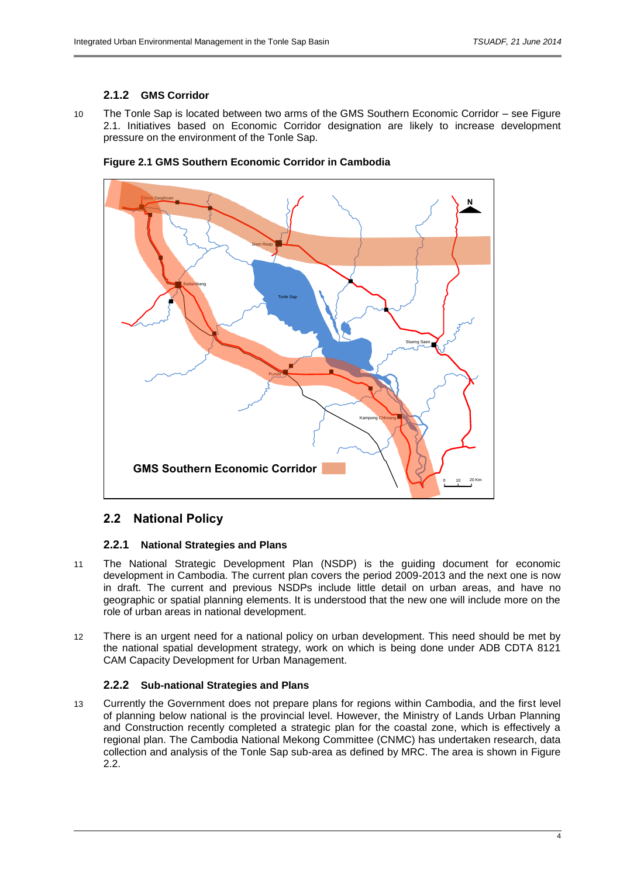### 2.1.2 GMS Corridor

10 The Tonle Sap is located between two arms of the GMS Southern Economic Corridor – see Figure 2.1. Initiatives based on Economic Corridor designation are likely to increase development pressure on the environment of the Tonle Sap.

**Figure 2.1 GMS Southern Economic Corridor in Cambodia**

## 2.2 National Policy

### 2.2.1 National Strategies and Plans

11 The National Strategic Development Plan (NSDP) is the guiding document for economic development in Cambodia. The current plan covers the period 2009-2013 and the next one is now in draft. The current and previous NSDPs include little detail on urban areas, and have no geographic or spatial planning elements. It is understood that the new one will include more on the role of urban areas in national development.

12 There is an urgent need for a national policy on urban development. This need should be met by the national spatial development strategy, work on which is being done under ADB CDTA 8121 CAM Capacity Development for Urban Management.

### 2.2.2 Sub-national Strategies and Plans

13 Currently the Government does not prepare plans for regions within Cambodia, and the first level of planning below national is the provincial level. However, the Ministry of Lands Urban Planning and Construction recently completed a strategic plan for the coastal zone, which is effectively a regional plan. The Cambodia National Mekong Committee (CNMC) has undertaken research, data collection and analysis of the Tonle Sap sub-area as defined by MRC. The area is shown in Figure 2.2.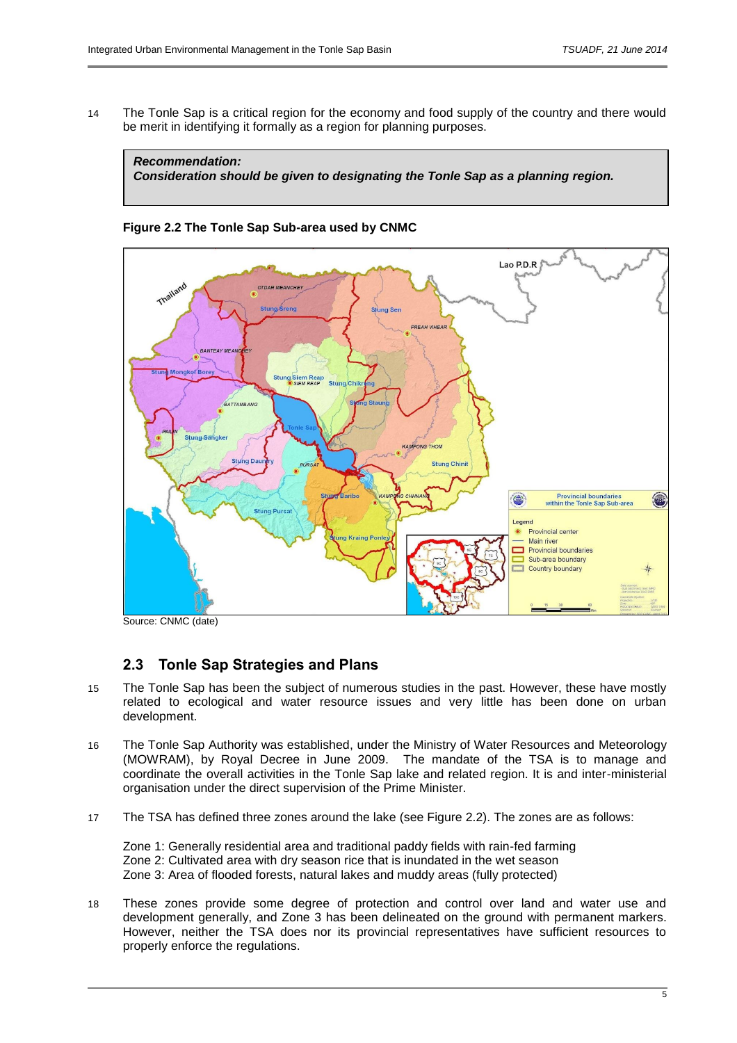14 The Tonle Sap is a critical region for the economy and food supply of the country and there would be merit in identifying it formally as a region for planning purposes.

> ***Recommendation:***
> ***Consideration should be given to designating the Tonle Sap as a planning region.***

**Figure 2.2 The Tonle Sap Sub-area used by CNMC**

Source: CNMC (date)

## 2.3 Tonle Sap Strategies and Plans

15 The Tonle Sap has been the subject of numerous studies in the past. However, these have mostly related to ecological and water resource issues and very little has been done on urban development.

16 The Tonle Sap Authority was established, under the Ministry of Water Resources and Meteorology (MOWRAM), by Royal Decree in June 2009. The mandate of the TSA is to manage and coordinate the overall activities in the Tonle Sap lake and related region. It is and inter-ministerial organisation under the direct supervision of the Prime Minister.

17 The TSA has defined three zones around the lake (see Figure 2.2). The zones are as follows:

Zone 1: Generally residential area and traditional paddy fields with rain-fed farming
Zone 2: Cultivated area with dry season rice that is inundated in the wet season
Zone 3: Area of flooded forests, natural lakes and muddy areas (fully protected)

18 These zones provide some degree of protection and control over land and water use and development generally, and Zone 3 has been delineated on the ground with permanent markers. However, neither the TSA does nor its provincial representatives have sufficient resources to properly enforce the regulations.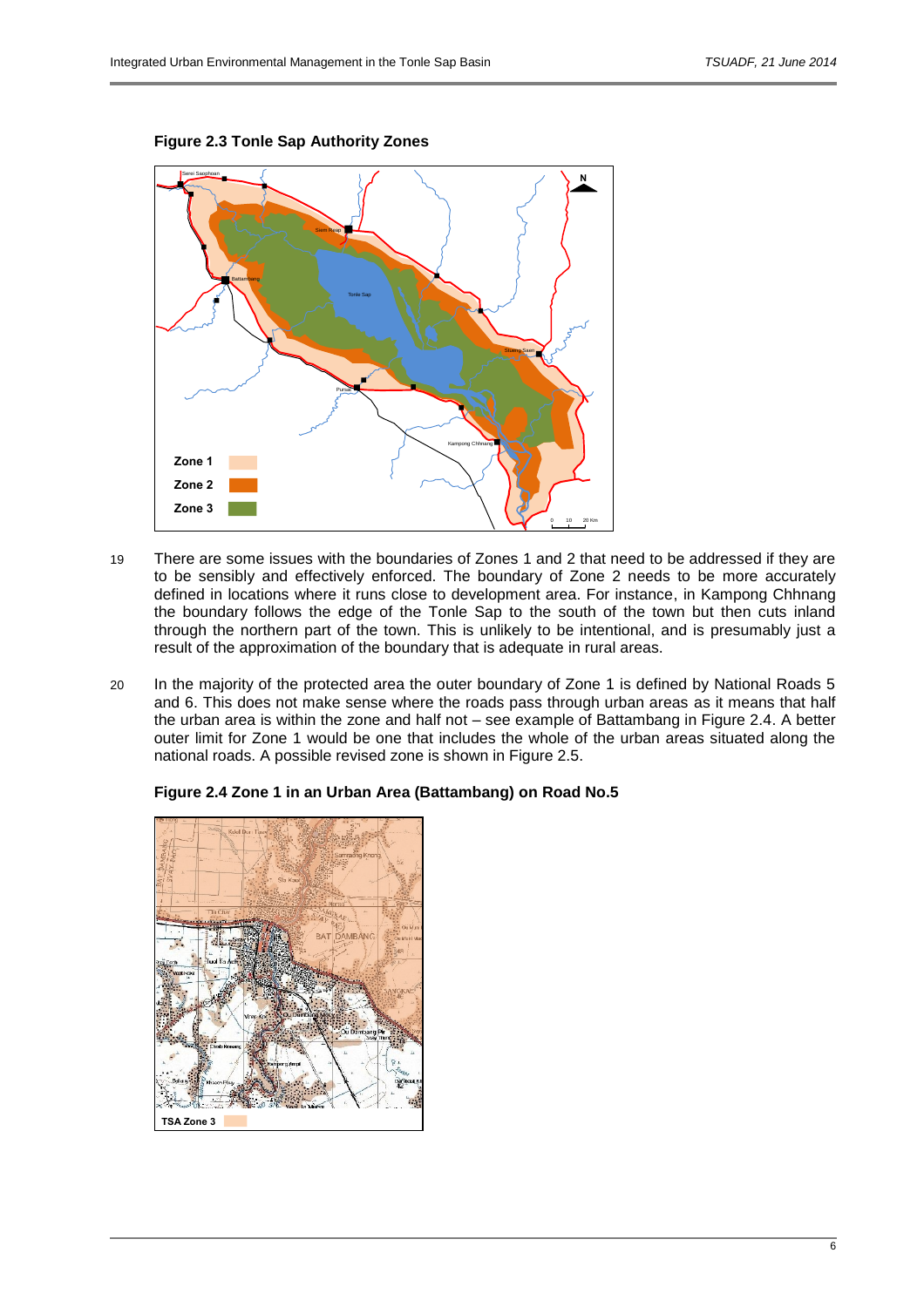**Figure 2.3 Tonle Sap Authority Zones**

19 There are some issues with the boundaries of Zones 1 and 2 that need to be addressed if they are to be sensibly and effectively enforced. The boundary of Zone 2 needs to be more accurately defined in locations where it runs close to development area. For instance, in Kampong Chhnang the boundary follows the edge of the Tonle Sap to the south of the town but then cuts inland through the northern part of the town. This is unlikely to be intentional, and is presumably just a result of the approximation of the boundary that is adequate in rural areas.

20 In the majority of the protected area the outer boundary of Zone 1 is defined by National Roads 5 and 6. This does not make sense where the roads pass through urban areas as it means that half the urban area is within the zone and half not – see example of Battambang in Figure 2.4. A better outer limit for Zone 1 would be one that includes the whole of the urban areas situated along the national roads. A possible revised zone is shown in Figure 2.5.

**Figure 2.4 Zone 1 in an Urban Area (Battambang) on Road No.5**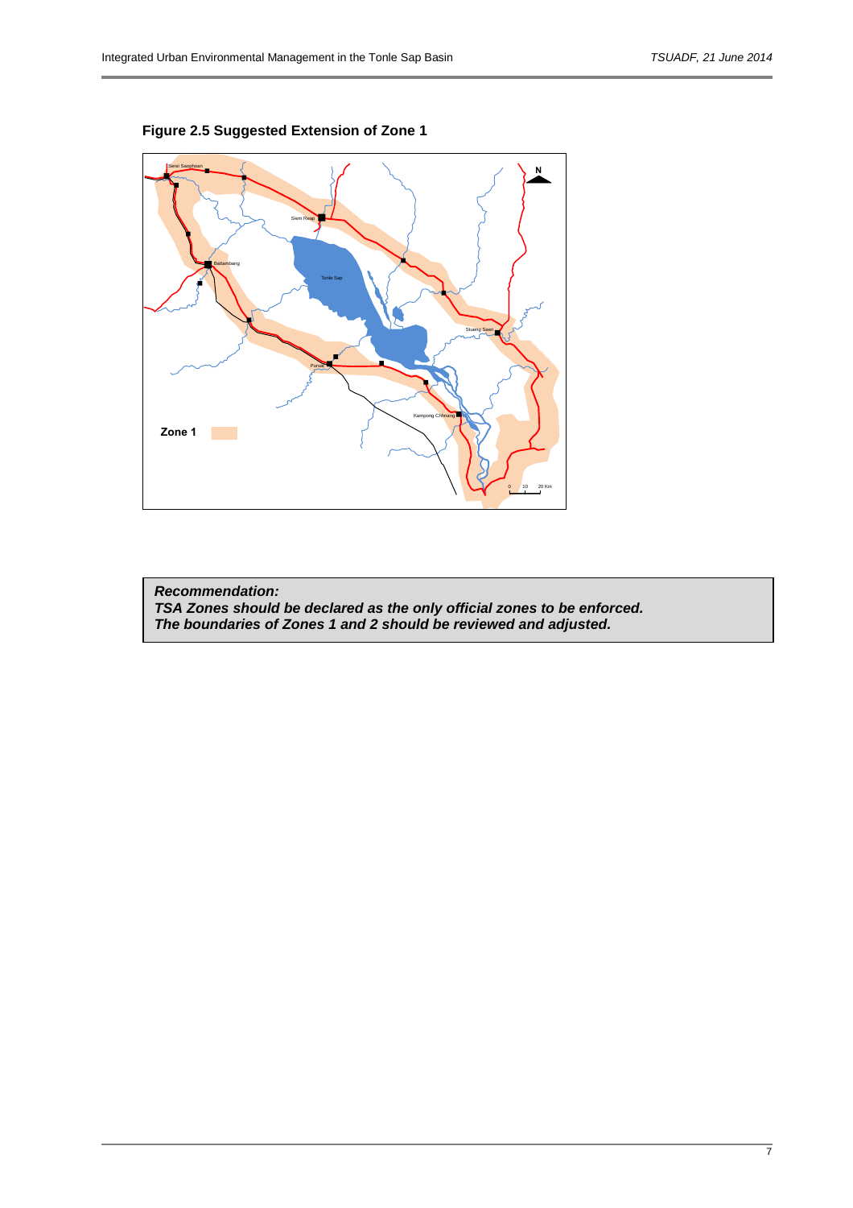**Figure 2.5 Suggested Extension of Zone 1**

***Recommendation:***
***TSA Zones should be declared as the only official zones to be enforced.***
***The boundaries of Zones 1 and 2 should be reviewed and adjusted.***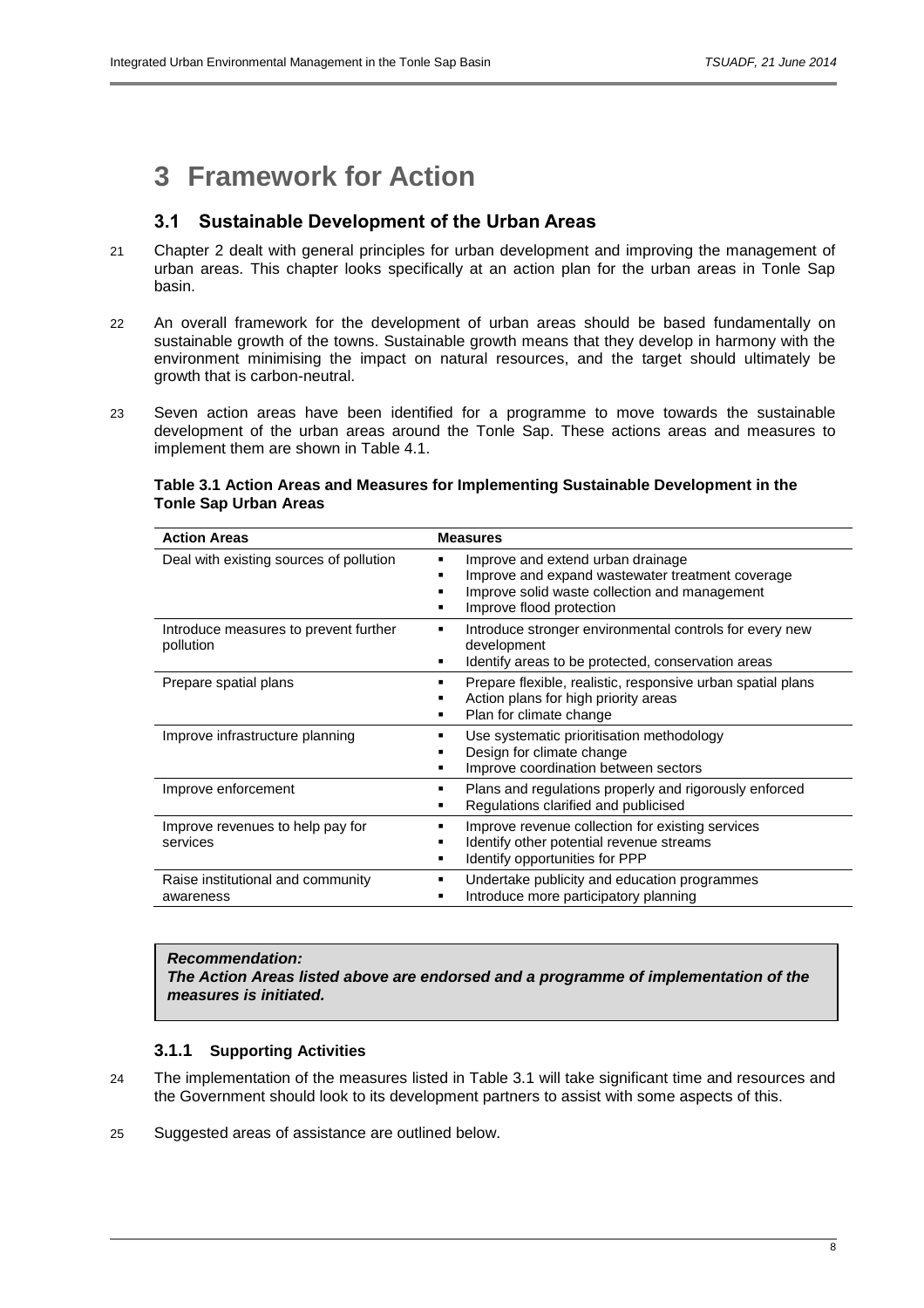# 3 Framework for Action

## 3.1 Sustainable Development of the Urban Areas

21 Chapter 2 dealt with general principles for urban development and improving the management of urban areas. This chapter looks specifically at an action plan for the urban areas in Tonle Sap basin.

22 An overall framework for the development of urban areas should be based fundamentally on sustainable growth of the towns. Sustainable growth means that they develop in harmony with the environment minimising the impact on natural resources, and the target should ultimately be growth that is carbon-neutral.

23 Seven action areas have been identified for a programme to move towards the sustainable development of the urban areas around the Tonle Sap. These actions areas and measures to implement them are shown in Table 4.1.

**Table 3.1 Action Areas and Measures for Implementing Sustainable Development in the Tonle Sap Urban Areas**

| Action Areas | Measures |
|---|---|
| Deal with existing sources of pollution | ▪ Improve and extend urban drainage<br>▪ Improve and expand wastewater treatment coverage<br>▪ Improve solid waste collection and management<br>▪ Improve flood protection |
| Introduce measures to prevent further pollution | ▪ Introduce stronger environmental controls for every new development<br>▪ Identify areas to be protected, conservation areas |
| Prepare spatial plans | ▪ Prepare flexible, realistic, responsive urban spatial plans<br>▪ Action plans for high priority areas<br>▪ Plan for climate change |
| Improve infrastructure planning | ▪ Use systematic prioritisation methodology<br>▪ Design for climate change<br>▪ Improve coordination between sectors |
| Improve enforcement | ▪ Plans and regulations properly and rigorously enforced<br>▪ Regulations clarified and publicised |
| Improve revenues to help pay for services | ▪ Improve revenue collection for existing services<br>▪ Identify other potential revenue streams<br>▪ Identify opportunities for PPP |
| Raise institutional and community awareness | ▪ Undertake publicity and education programmes<br>▪ Introduce more participatory planning |

***Recommendation:***
***The Action Areas listed above are endorsed and a programme of implementation of the measures is initiated.***

### 3.1.1 Supporting Activities

24 The implementation of the measures listed in Table 3.1 will take significant time and resources and the Government should look to its development partners to assist with some aspects of this.

25 Suggested areas of assistance are outlined below.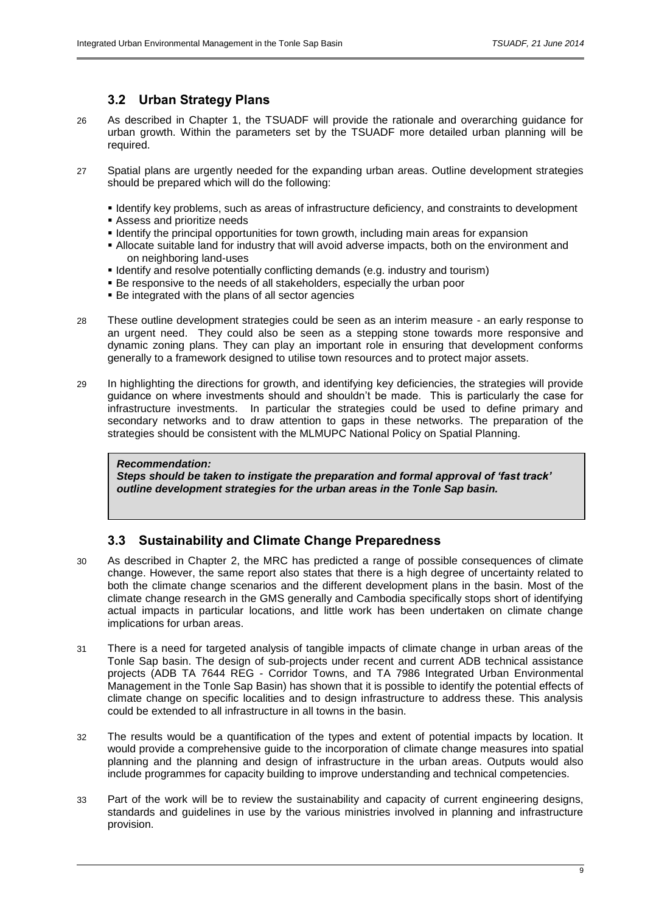### 3.2 Urban Strategy Plans

26 As described in Chapter 1, the TSUADF will provide the rationale and overarching guidance for urban growth. Within the parameters set by the TSUADF more detailed urban planning will be required.

27 Spatial plans are urgently needed for the expanding urban areas. Outline development strategies should be prepared which will do the following:

- Identify key problems, such as areas of infrastructure deficiency, and constraints to development
- Assess and prioritize needs
- Identify the principal opportunities for town growth, including main areas for expansion
- Allocate suitable land for industry that will avoid adverse impacts, both on the environment and on neighboring land-uses
- Identify and resolve potentially conflicting demands (e.g. industry and tourism)
- Be responsive to the needs of all stakeholders, especially the urban poor
- Be integrated with the plans of all sector agencies

28 These outline development strategies could be seen as an interim measure - an early response to an urgent need. They could also be seen as a stepping stone towards more responsive and dynamic zoning plans. They can play an important role in ensuring that development conforms generally to a framework designed to utilise town resources and to protect major assets.

29 In highlighting the directions for growth, and identifying key deficiencies, the strategies will provide guidance on where investments should and shouldn't be made. This is particularly the case for infrastructure investments. In particular the strategies could be used to define primary and secondary networks and to draw attention to gaps in these networks. The preparation of the strategies should be consistent with the MLMUPC National Policy on Spatial Planning.

> ***Recommendation:***
> ***Steps should be taken to instigate the preparation and formal approval of 'fast track' outline development strategies for the urban areas in the Tonle Sap basin.***

### 3.3 Sustainability and Climate Change Preparedness

30 As described in Chapter 2, the MRC has predicted a range of possible consequences of climate change. However, the same report also states that there is a high degree of uncertainty related to both the climate change scenarios and the different development plans in the basin. Most of the climate change research in the GMS generally and Cambodia specifically stops short of identifying actual impacts in particular locations, and little work has been undertaken on climate change implications for urban areas.

31 There is a need for targeted analysis of tangible impacts of climate change in urban areas of the Tonle Sap basin. The design of sub-projects under recent and current ADB technical assistance projects (ADB TA 7644 REG - Corridor Towns, and TA 7986 Integrated Urban Environmental Management in the Tonle Sap Basin) has shown that it is possible to identify the potential effects of climate change on specific localities and to design infrastructure to address these. This analysis could be extended to all infrastructure in all towns in the basin.

32 The results would be a quantification of the types and extent of potential impacts by location. It would provide a comprehensive guide to the incorporation of climate change measures into spatial planning and the planning and design of infrastructure in the urban areas. Outputs would also include programmes for capacity building to improve understanding and technical competencies.

33 Part of the work will be to review the sustainability and capacity of current engineering designs, standards and guidelines in use by the various ministries involved in planning and infrastructure provision.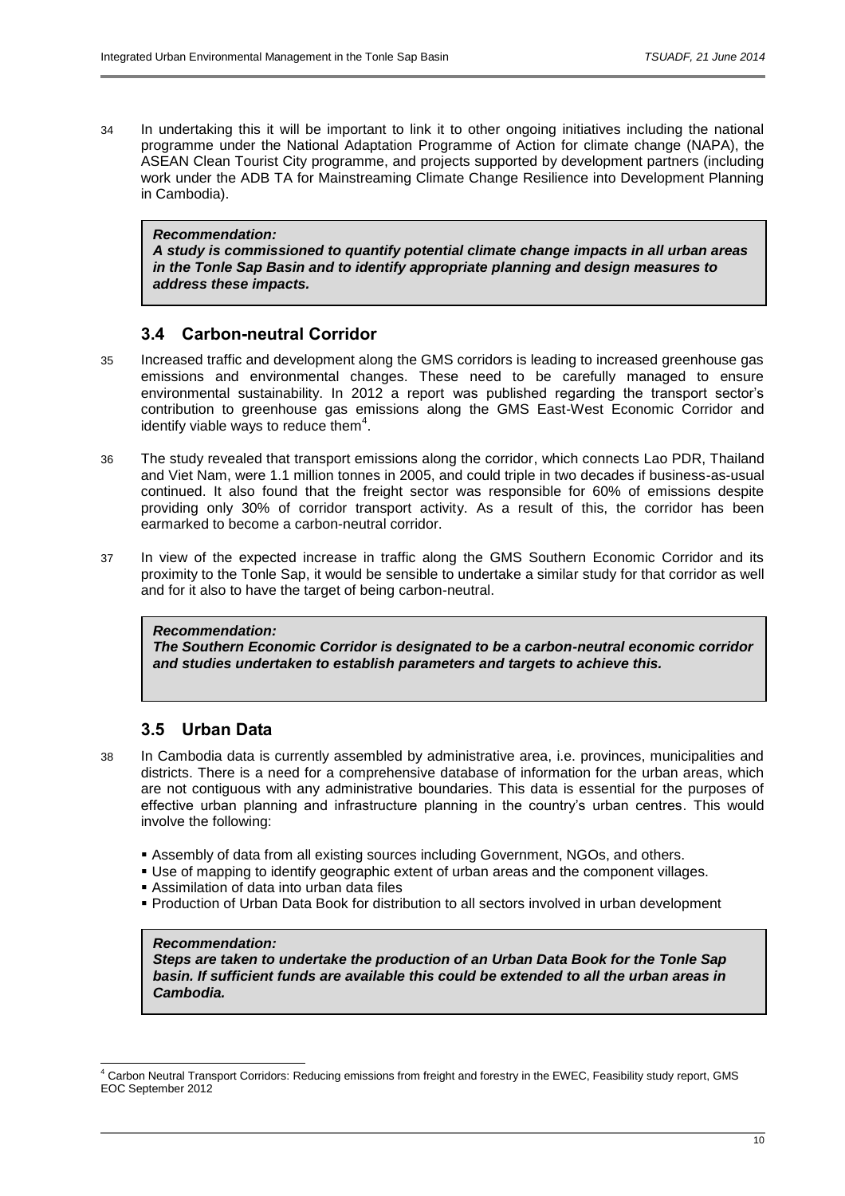34 In undertaking this it will be important to link it to other ongoing initiatives including the national programme under the National Adaptation Programme of Action for climate change (NAPA), the ASEAN Clean Tourist City programme, and projects supported by development partners (including work under the ADB TA for Mainstreaming Climate Change Resilience into Development Planning in Cambodia).

> ***Recommendation:***
> ***A study is commissioned to quantify potential climate change impacts in all urban areas in the Tonle Sap Basin and to identify appropriate planning and design measures to address these impacts.***

### 3.4 Carbon-neutral Corridor

35 Increased traffic and development along the GMS corridors is leading to increased greenhouse gas emissions and environmental changes. These need to be carefully managed to ensure environmental sustainability. In 2012 a report was published regarding the transport sector's contribution to greenhouse gas emissions along the GMS East-West Economic Corridor and identify viable ways to reduce them[4].

36 The study revealed that transport emissions along the corridor, which connects Lao PDR, Thailand and Viet Nam, were 1.1 million tonnes in 2005, and could triple in two decades if business-as-usual continued. It also found that the freight sector was responsible for 60% of emissions despite providing only 30% of corridor transport activity. As a result of this, the corridor has been earmarked to become a carbon-neutral corridor.

37 In view of the expected increase in traffic along the GMS Southern Economic Corridor and its proximity to the Tonle Sap, it would be sensible to undertake a similar study for that corridor as well and for it also to have the target of being carbon-neutral.

> ***Recommendation:***
> ***The Southern Economic Corridor is designated to be a carbon-neutral economic corridor and studies undertaken to establish parameters and targets to achieve this.***

### 3.5 Urban Data

38 In Cambodia data is currently assembled by administrative area, i.e. provinces, municipalities and districts. There is a need for a comprehensive database of information for the urban areas, which are not contiguous with any administrative boundaries. This data is essential for the purposes of effective urban planning and infrastructure planning in the country's urban centres. This would involve the following:

- Assembly of data from all existing sources including Government, NGOs, and others.
- Use of mapping to identify geographic extent of urban areas and the component villages.
- Assimilation of data into urban data files
- Production of Urban Data Book for distribution to all sectors involved in urban development

> ***Recommendation:***
> ***Steps are taken to undertake the production of an Urban Data Book for the Tonle Sap basin. If sufficient funds are available this could be extended to all the urban areas in Cambodia.***

---

[4] Carbon Neutral Transport Corridors: Reducing emissions from freight and forestry in the EWEC, Feasibility study report, GMS EOC September 2012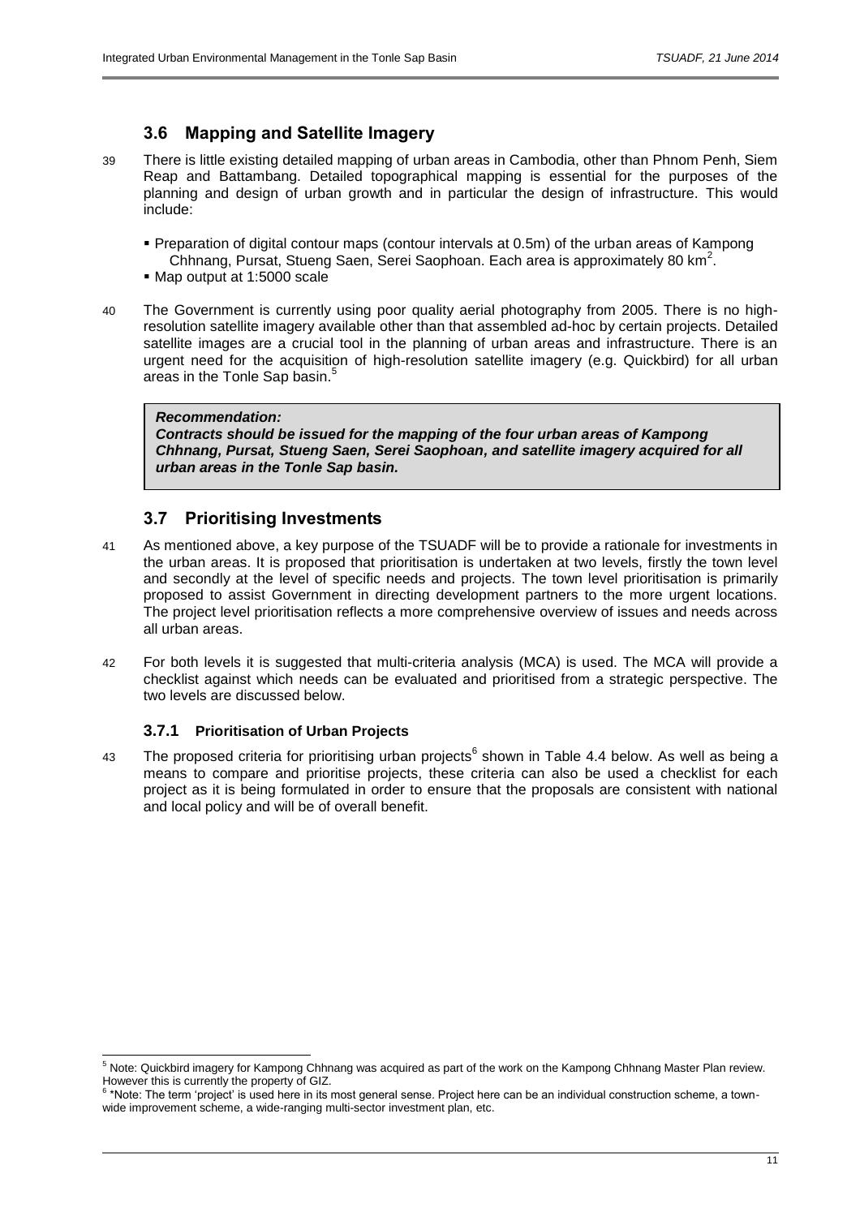## 3.6 Mapping and Satellite Imagery

39 There is little existing detailed mapping of urban areas in Cambodia, other than Phnom Penh, Siem Reap and Battambang. Detailed topographical mapping is essential for the purposes of the planning and design of urban growth and in particular the design of infrastructure. This would include:

- Preparation of digital contour maps (contour intervals at 0.5m) of the urban areas of Kampong Chhnang, Pursat, Stueng Saen, Serei Saophoan. Each area is approximately 80 km$^2$.
- Map output at 1:5000 scale

40 The Government is currently using poor quality aerial photography from 2005. There is no high-resolution satellite imagery available other than that assembled ad-hoc by certain projects. Detailed satellite images are a crucial tool in the planning of urban areas and infrastructure. There is an urgent need for the acquisition of high-resolution satellite imagery (e.g. Quickbird) for all urban areas in the Tonle Sap basin.[5]

> ***Recommendation:***
> ***Contracts should be issued for the mapping of the four urban areas of Kampong Chhnang, Pursat, Stueng Saen, Serei Saophoan, and satellite imagery acquired for all urban areas in the Tonle Sap basin.***

## 3.7 Prioritising Investments

41 As mentioned above, a key purpose of the TSUADF will be to provide a rationale for investments in the urban areas. It is proposed that prioritisation is undertaken at two levels, firstly the town level and secondly at the level of specific needs and projects. The town level prioritisation is primarily proposed to assist Government in directing development partners to the more urgent locations. The project level prioritisation reflects a more comprehensive overview of issues and needs across all urban areas.

42 For both levels it is suggested that multi-criteria analysis (MCA) is used. The MCA will provide a checklist against which needs can be evaluated and prioritised from a strategic perspective. The two levels are discussed below.

### 3.7.1 Prioritisation of Urban Projects

43 The proposed criteria for prioritising urban projects[6] shown in Table 4.4 below. As well as being a means to compare and prioritise projects, these criteria can also be used a checklist for each project as it is being formulated in order to ensure that the proposals are consistent with national and local policy and will be of overall benefit.

---

[5] Note: Quickbird imagery for Kampong Chhnang was acquired as part of the work on the Kampong Chhnang Master Plan review. However this is currently the property of GIZ.

[6] *Note: The term 'project' is used here in its most general sense. Project here can be an individual construction scheme, a town-wide improvement scheme, a wide-ranging multi-sector investment plan, etc.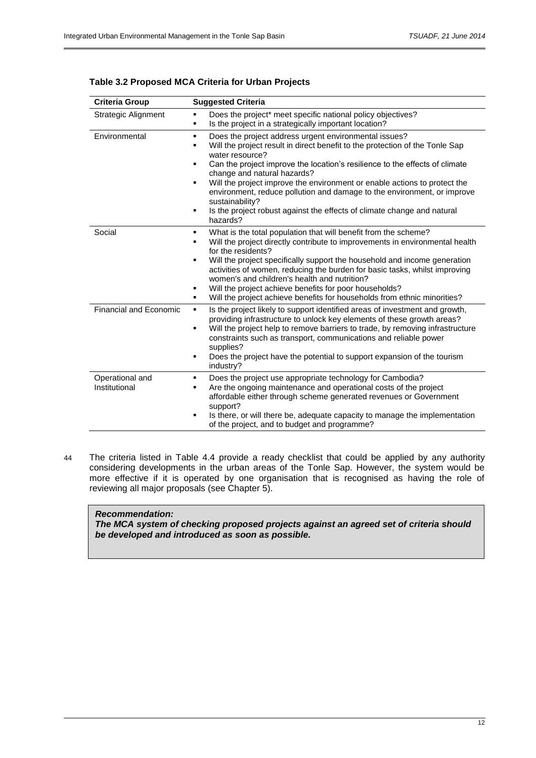**Table 3.2 Proposed MCA Criteria for Urban Projects**

| Criteria Group | Suggested Criteria |
|---|---|
| Strategic Alignment | ▪ Does the project* meet specific national policy objectives?<br>▪ Is the project in a strategically important location? |
| Environmental | ▪ Does the project address urgent environmental issues?<br>▪ Will the project result in direct benefit to the protection of the Tonle Sap water resource?<br>▪ Can the project improve the location's resilience to the effects of climate change and natural hazards?<br>▪ Will the project improve the environment or enable actions to protect the environment, reduce pollution and damage to the environment, or improve sustainability?<br>▪ Is the project robust against the effects of climate change and natural hazards? |
| Social | ▪ What is the total population that will benefit from the scheme?<br>▪ Will the project directly contribute to improvements in environmental health for the residents?<br>▪ Will the project specifically support the household and income generation activities of women, reducing the burden for basic tasks, whilst improving women's and children's health and nutrition?<br>▪ Will the project achieve benefits for poor households?<br>▪ Will the project achieve benefits for households from ethnic minorities? |
| Financial and Economic | ▪ Is the project likely to support identified areas of investment and growth, providing infrastructure to unlock key elements of these growth areas?<br>▪ Will the project help to remove barriers to trade, by removing infrastructure constraints such as transport, communications and reliable power supplies?<br>▪ Does the project have the potential to support expansion of the tourism industry? |
| Operational and Institutional | ▪ Does the project use appropriate technology for Cambodia?<br>▪ Are the ongoing maintenance and operational costs of the project affordable either through scheme generated revenues or Government support?<br>▪ Is there, or will there be, adequate capacity to manage the implementation of the project, and to budget and programme? |

44 The criteria listed in Table 4.4 provide a ready checklist that could be applied by any authority considering developments in the urban areas of the Tonle Sap. However, the system would be more effective if it is operated by one organisation that is recognised as having the role of reviewing all major proposals (see Chapter 5).

> ***Recommendation:***
> ***The MCA system of checking proposed projects against an agreed set of criteria should be developed and introduced as soon as possible.***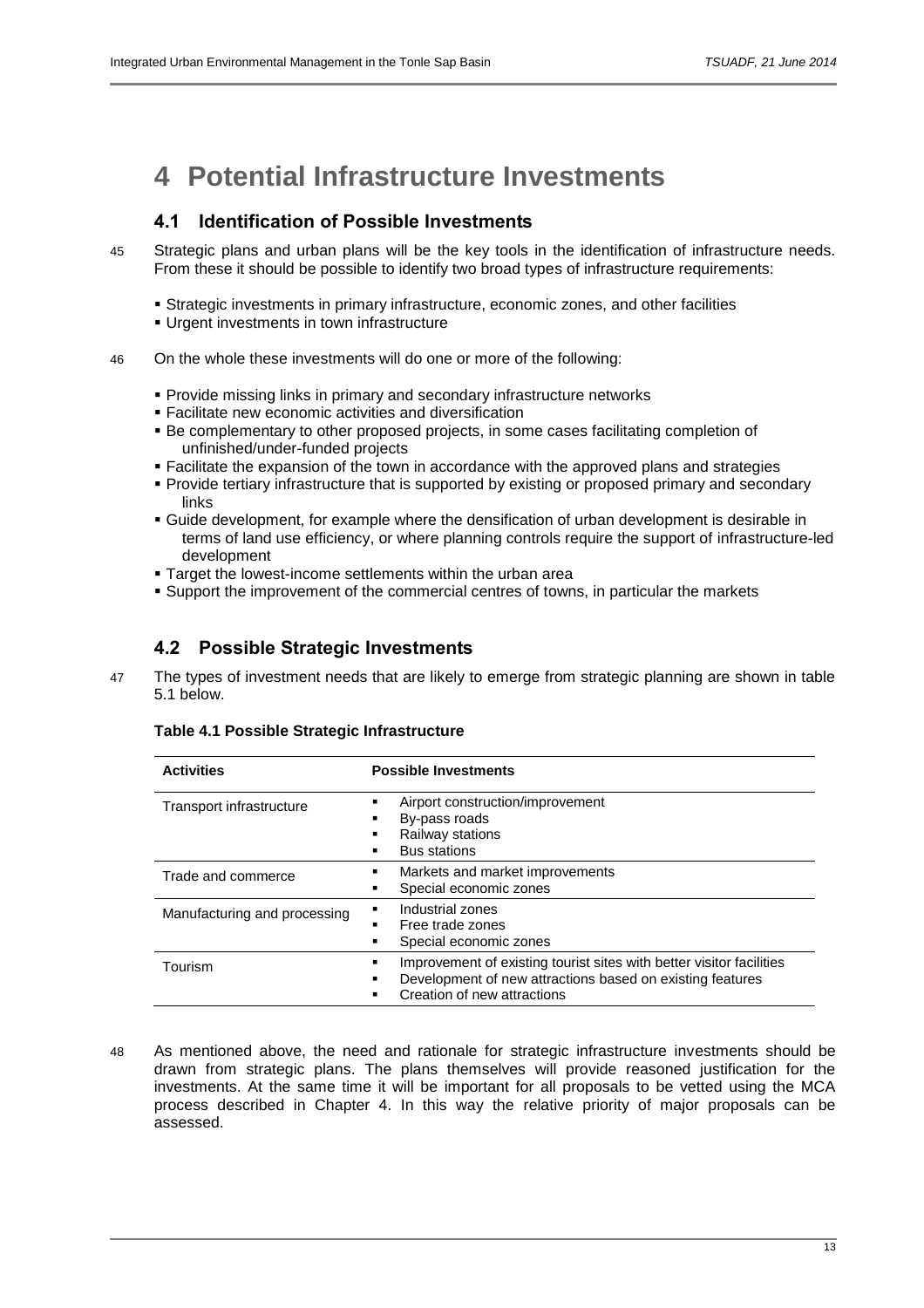# 4 Potential Infrastructure Investments

## 4.1 Identification of Possible Investments

45 Strategic plans and urban plans will be the key tools in the identification of infrastructure needs. From these it should be possible to identify two broad types of infrastructure requirements:

- Strategic investments in primary infrastructure, economic zones, and other facilities
- Urgent investments in town infrastructure

46 On the whole these investments will do one or more of the following:

- Provide missing links in primary and secondary infrastructure networks
- Facilitate new economic activities and diversification
- Be complementary to other proposed projects, in some cases facilitating completion of unfinished/under-funded projects
- Facilitate the expansion of the town in accordance with the approved plans and strategies
- Provide tertiary infrastructure that is supported by existing or proposed primary and secondary links
- Guide development, for example where the densification of urban development is desirable in terms of land use efficiency, or where planning controls require the support of infrastructure-led development
- Target the lowest-income settlements within the urban area
- Support the improvement of the commercial centres of towns, in particular the markets

## 4.2 Possible Strategic Investments

47 The types of investment needs that are likely to emerge from strategic planning are shown in table 5.1 below.

**Table 4.1 Possible Strategic Infrastructure**

| Activities | Possible Investments |
|---|---|
| Transport infrastructure | ▪ Airport construction/improvement<br>▪ By-pass roads<br>▪ Railway stations<br>▪ Bus stations |
| Trade and commerce | ▪ Markets and market improvements<br>▪ Special economic zones |
| Manufacturing and processing | ▪ Industrial zones<br>▪ Free trade zones<br>▪ Special economic zones |
| Tourism | ▪ Improvement of existing tourist sites with better visitor facilities<br>▪ Development of new attractions based on existing features<br>▪ Creation of new attractions |

48 As mentioned above, the need and rationale for strategic infrastructure investments should be drawn from strategic plans. The plans themselves will provide reasoned justification for the investments. At the same time it will be important for all proposals to be vetted using the MCA process described in Chapter 4. In this way the relative priority of major proposals can be assessed.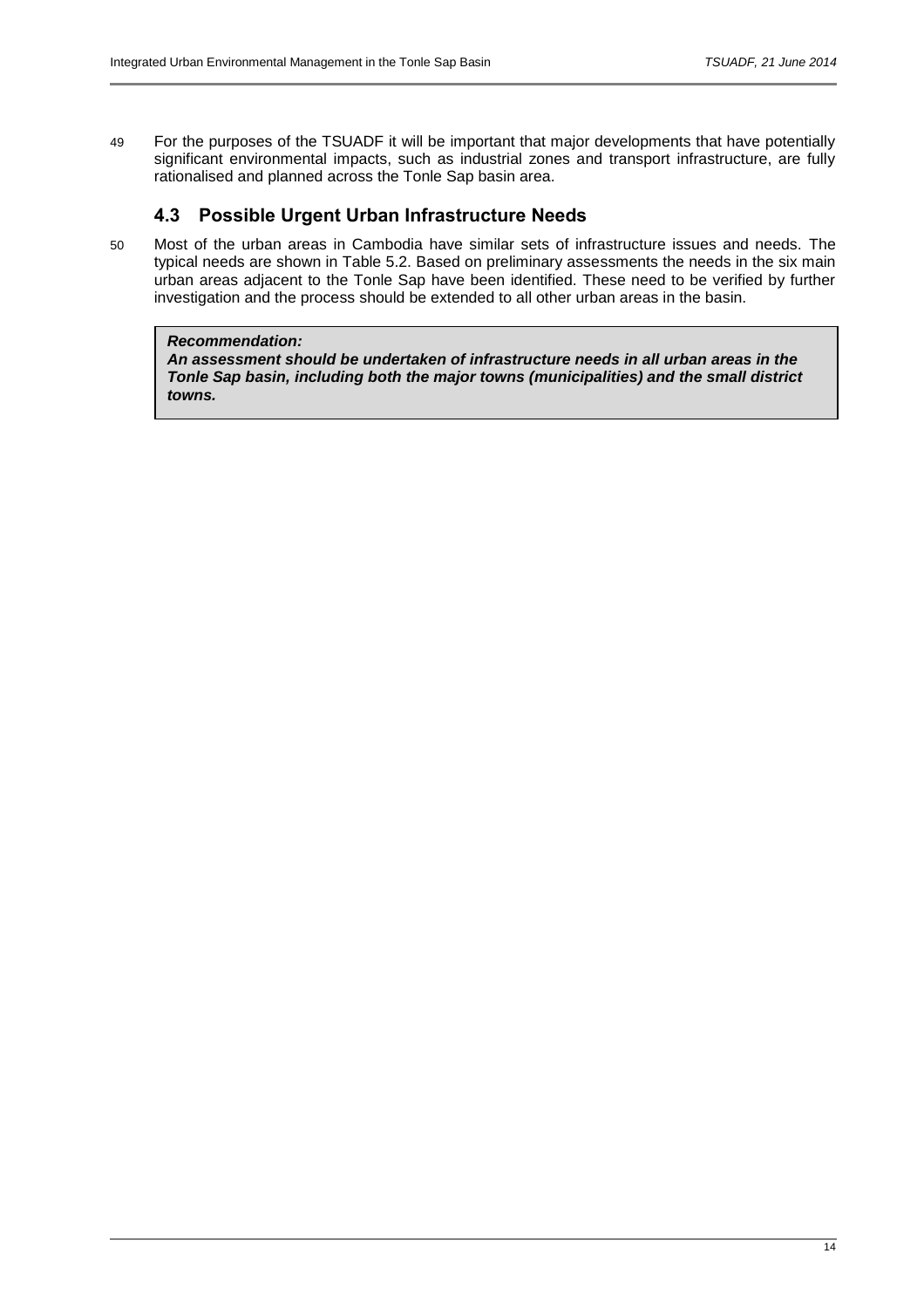49 For the purposes of the TSUADF it will be important that major developments that have potentially significant environmental impacts, such as industrial zones and transport infrastructure, are fully rationalised and planned across the Tonle Sap basin area.

## 4.3 Possible Urgent Urban Infrastructure Needs

50 Most of the urban areas in Cambodia have similar sets of infrastructure issues and needs. The typical needs are shown in Table 5.2. Based on preliminary assessments the needs in the six main urban areas adjacent to the Tonle Sap have been identified. These need to be verified by further investigation and the process should be extended to all other urban areas in the basin.

> ***Recommendation:***
> ***An assessment should be undertaken of infrastructure needs in all urban areas in the Tonle Sap basin, including both the major towns (municipalities) and the small district towns.***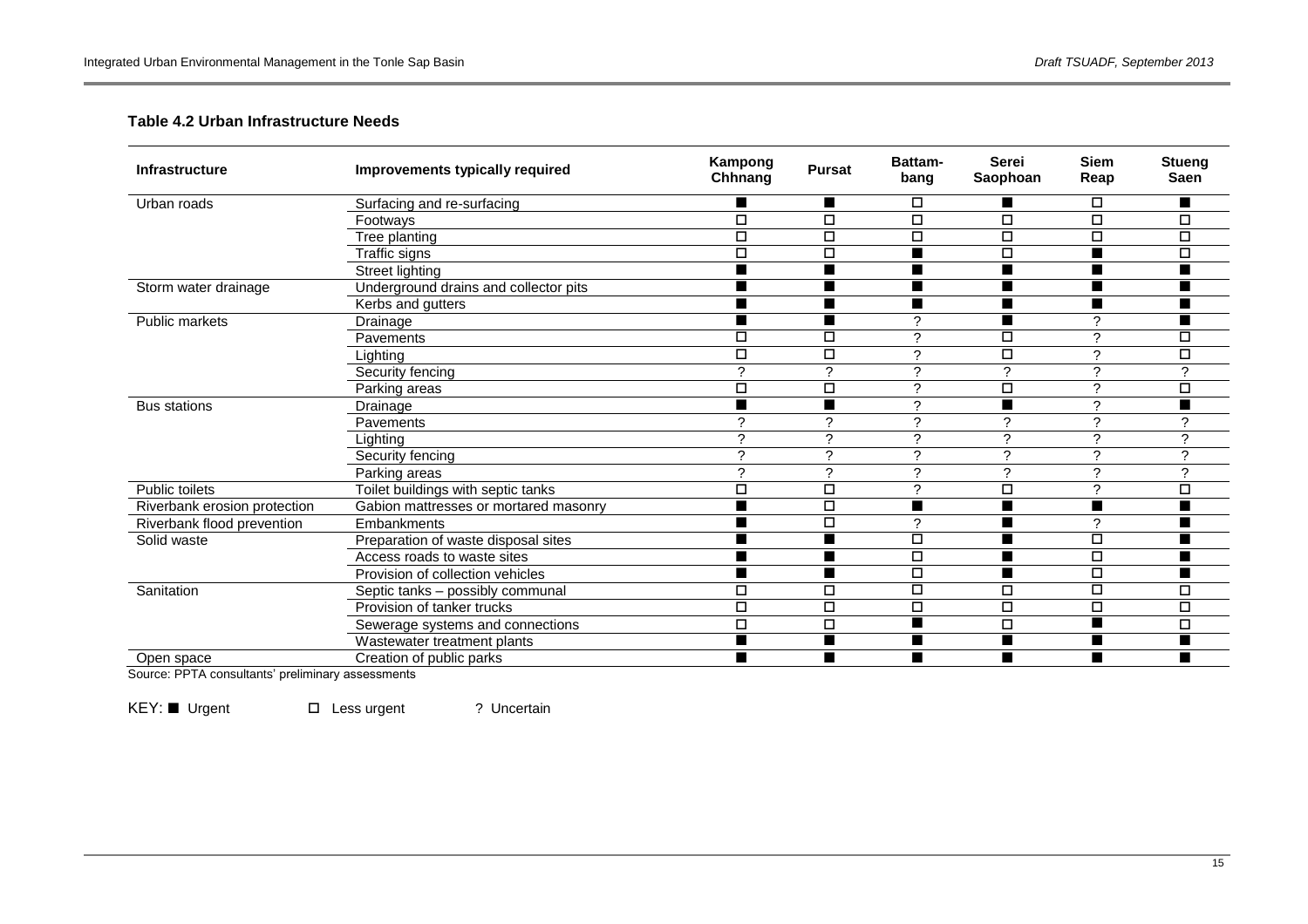**Table 4.2 Urban Infrastructure Needs**

| Infrastructure | Improvements typically required | Kampong Chhnang | Pursat | Battam-bang | Serei Saophoan | Siem Reap | Stueng Saen |
|---|---|---|---|---|---|---|---|
| Urban roads | Surfacing and re-surfacing | ■ | ■ | □ | ■ | □ | ■ |
| | Footways | □ | □ | □ | □ | □ | □ |
| | Tree planting | □ | □ | □ | □ | □ | □ |
| | Traffic signs | □ | □ | ■ | □ | ■ | □ |
| | Street lighting | ■ | ■ | ■ | ■ | ■ | ■ |
| Storm water drainage | Underground drains and collector pits | ■ | ■ | ■ | ■ | ■ | ■ |
| | Kerbs and gutters | ■ | ■ | ■ | ■ | ■ | ■ |
| Public markets | Drainage | ■ | ■ | ? | ■ | ? | ■ |
| | Pavements | □ | □ | ? | □ | ? | □ |
| | Lighting | □ | □ | ? | □ | ? | □ |
| | Security fencing | ? | ? | ? | ? | ? | ? |
| | Parking areas | □ | □ | ? | □ | ? | □ |
| Bus stations | Drainage | ■ | ■ | ? | ■ | ? | ■ |
| | Pavements | ? | ? | ? | ? | ? | ? |
| | Lighting | ? | ? | ? | ? | ? | ? |
| | Security fencing | ? | ? | ? | ? | ? | ? |
| | Parking areas | ? | ? | ? | ? | ? | ? |
| Public toilets | Toilet buildings with septic tanks | □ | □ | ? | □ | ? | □ |
| Riverbank erosion protection | Gabion mattresses or mortared masonry | ■ | □ | ■ | ■ | ■ | ■ |
| Riverbank flood prevention | Embankments | ■ | □ | ? | ■ | ? | ■ |
| Solid waste | Preparation of waste disposal sites | ■ | ■ | □ | ■ | □ | ■ |
| | Access roads to waste sites | ■ | ■ | □ | ■ | □ | ■ |
| | Provision of collection vehicles | ■ | ■ | □ | ■ | □ | ■ |
| Sanitation | Septic tanks – possibly communal | □ | □ | □ | □ | □ | □ |
| | Provision of tanker trucks | □ | □ | □ | □ | □ | □ |
| | Sewerage systems and connections | □ | □ | ■ | □ | ■ | □ |
| | Wastewater treatment plants | ■ | ■ | ■ | ■ | ■ | ■ |
| Open space | Creation of public parks | ■ | ■ | ■ | ■ | ■ | ■ |

Source: PPTA consultants' preliminary assessments

KEY: ■ Urgent    □ Less urgent    ? Uncertain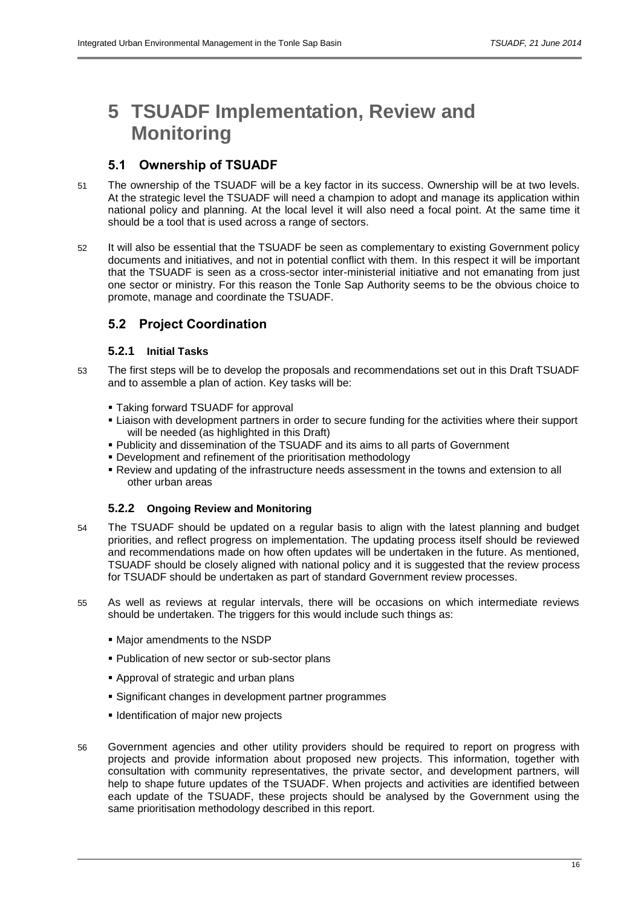# 5 TSUADF Implementation, Review and Monitoring

## 5.1 Ownership of TSUADF

51 The ownership of the TSUADF will be a key factor in its success. Ownership will be at two levels. At the strategic level the TSUADF will need a champion to adopt and manage its application within national policy and planning. At the local level it will also need a focal point. At the same time it should be a tool that is used across a range of sectors.

52 It will also be essential that the TSUADF be seen as complementary to existing Government policy documents and initiatives, and not in potential conflict with them. In this respect it will be important that the TSUADF is seen as a cross-sector inter-ministerial initiative and not emanating from just one sector or ministry. For this reason the Tonle Sap Authority seems to be the obvious choice to promote, manage and coordinate the TSUADF.

## 5.2 Project Coordination

### 5.2.1 Initial Tasks

53 The first steps will be to develop the proposals and recommendations set out in this Draft TSUADF and to assemble a plan of action. Key tasks will be:

- Taking forward TSUADF for approval
- Liaison with development partners in order to secure funding for the activities where their support will be needed (as highlighted in this Draft)
- Publicity and dissemination of the TSUADF and its aims to all parts of Government
- Development and refinement of the prioritisation methodology
- Review and updating of the infrastructure needs assessment in the towns and extension to all other urban areas

### 5.2.2 Ongoing Review and Monitoring

54 The TSUADF should be updated on a regular basis to align with the latest planning and budget priorities, and reflect progress on implementation. The updating process itself should be reviewed and recommendations made on how often updates will be undertaken in the future. As mentioned, TSUADF should be closely aligned with national policy and it is suggested that the review process for TSUADF should be undertaken as part of standard Government review processes.

55 As well as reviews at regular intervals, there will be occasions on which intermediate reviews should be undertaken. The triggers for this would include such things as:

- Major amendments to the NSDP
- Publication of new sector or sub-sector plans
- Approval of strategic and urban plans
- Significant changes in development partner programmes
- Identification of major new projects

56 Government agencies and other utility providers should be required to report on progress with projects and provide information about proposed new projects. This information, together with consultation with community representatives, the private sector, and development partners, will help to shape future updates of the TSUADF. When projects and activities are identified between each update of the TSUADF, these projects should be analysed by the Government using the same prioritisation methodology described in this report.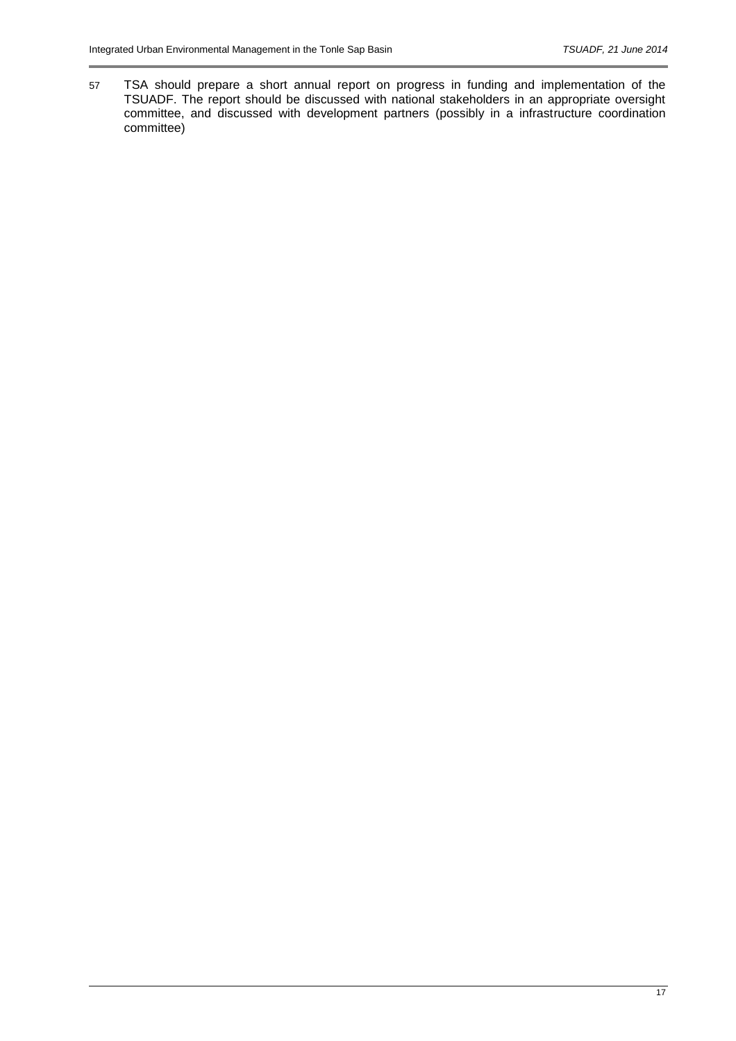57 TSA should prepare a short annual report on progress in funding and implementation of the TSUADF. The report should be discussed with national stakeholders in an appropriate oversight committee, and discussed with development partners (possibly in a infrastructure coordination committee)